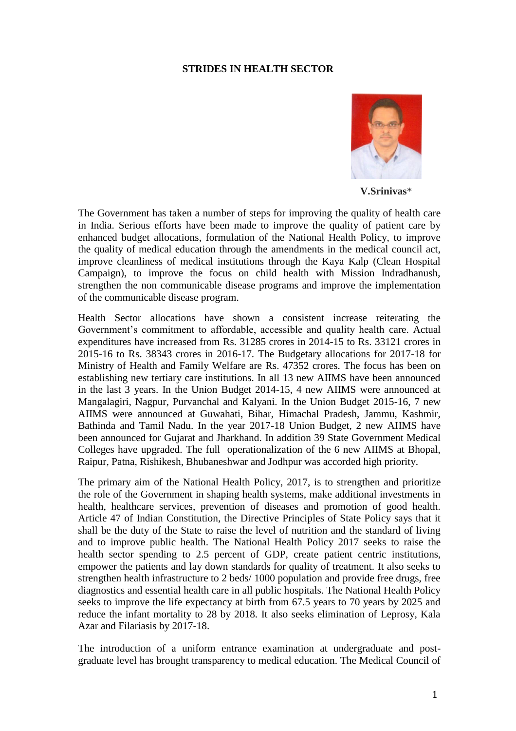# STRIDES IN HEALTH SECTOR

**V.Srinivas***

The Government has taken a number of steps for improving the quality of health care in India. Serious efforts have been made to improve the quality of patient care by enhanced budget allocations, formulation of the National Health Policy, to improve the quality of medical education through the amendments in the medical council act, improve cleanliness of medical institutions through the Kaya Kalp (Clean Hospital Campaign), to improve the focus on child health with Mission Indradhanush, strengthen the non communicable disease programs and improve the implementation of the communicable disease program.

Health Sector allocations have shown a consistent increase reiterating the Government's commitment to affordable, accessible and quality health care. Actual expenditures have increased from Rs. 31285 crores in 2014-15 to Rs. 33121 crores in 2015-16 to Rs. 38343 crores in 2016-17. The Budgetary allocations for 2017-18 for Ministry of Health and Family Welfare are Rs. 47352 crores. The focus has been on establishing new tertiary care institutions. In all 13 new AIIMS have been announced in the last 3 years. In the Union Budget 2014-15, 4 new AIIMS were announced at Mangalagiri, Nagpur, Purvanchal and Kalyani. In the Union Budget 2015-16, 7 new AIIMS were announced at Guwahati, Bihar, Himachal Pradesh, Jammu, Kashmir, Bathinda and Tamil Nadu. In the year 2017-18 Union Budget, 2 new AIIMS have been announced for Gujarat and Jharkhand. In addition 39 State Government Medical Colleges have upgraded. The full operationalization of the 6 new AIIMS at Bhopal, Raipur, Patna, Rishikesh, Bhubaneshwar and Jodhpur was accorded high priority.

The primary aim of the National Health Policy, 2017, is to strengthen and prioritize the role of the Government in shaping health systems, make additional investments in health, healthcare services, prevention of diseases and promotion of good health. Article 47 of Indian Constitution, the Directive Principles of State Policy says that it shall be the duty of the State to raise the level of nutrition and the standard of living and to improve public health. The National Health Policy 2017 seeks to raise the health sector spending to 2.5 percent of GDP, create patient centric institutions, empower the patients and lay down standards for quality of treatment. It also seeks to strengthen health infrastructure to 2 beds/ 1000 population and provide free drugs, free diagnostics and essential health care in all public hospitals. The National Health Policy seeks to improve the life expectancy at birth from 67.5 years to 70 years by 2025 and reduce the infant mortality to 28 by 2018. It also seeks elimination of Leprosy, Kala Azar and Filariasis by 2017-18.

The introduction of a uniform entrance examination at undergraduate and post-graduate level has brought transparency to medical education. The Medical Council of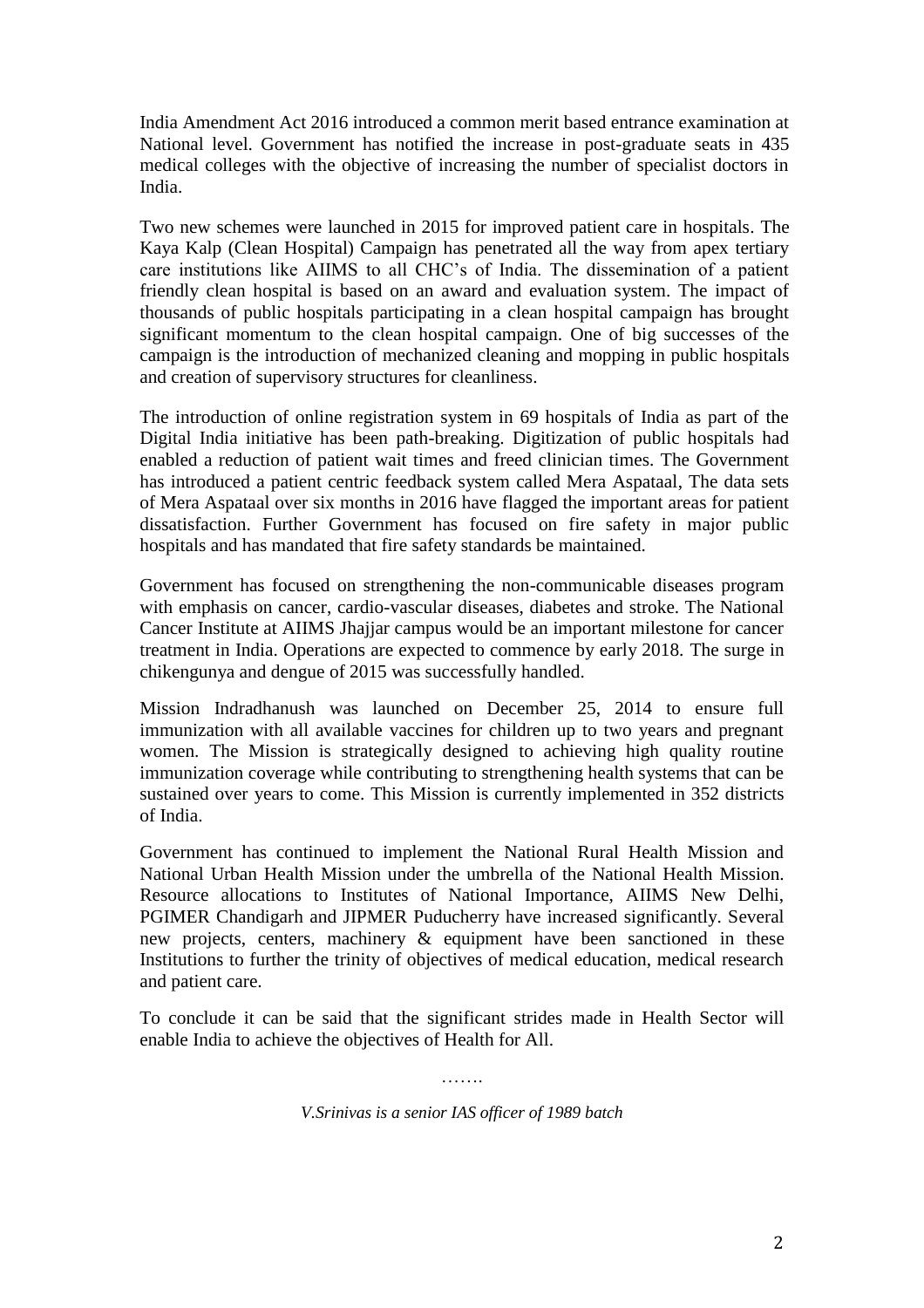India Amendment Act 2016 introduced a common merit based entrance examination at National level. Government has notified the increase in post-graduate seats in 435 medical colleges with the objective of increasing the number of specialist doctors in India.

Two new schemes were launched in 2015 for improved patient care in hospitals. The Kaya Kalp (Clean Hospital) Campaign has penetrated all the way from apex tertiary care institutions like AIIMS to all CHC's of India. The dissemination of a patient friendly clean hospital is based on an award and evaluation system. The impact of thousands of public hospitals participating in a clean hospital campaign has brought significant momentum to the clean hospital campaign. One of big successes of the campaign is the introduction of mechanized cleaning and mopping in public hospitals and creation of supervisory structures for cleanliness.

The introduction of online registration system in 69 hospitals of India as part of the Digital India initiative has been path-breaking. Digitization of public hospitals had enabled a reduction of patient wait times and freed clinician times. The Government has introduced a patient centric feedback system called Mera Aspataal, The data sets of Mera Aspataal over six months in 2016 have flagged the important areas for patient dissatisfaction. Further Government has focused on fire safety in major public hospitals and has mandated that fire safety standards be maintained.

Government has focused on strengthening the non-communicable diseases program with emphasis on cancer, cardio-vascular diseases, diabetes and stroke. The National Cancer Institute at AIIMS Jhajjar campus would be an important milestone for cancer treatment in India. Operations are expected to commence by early 2018. The surge in chikengunya and dengue of 2015 was successfully handled.

Mission Indradhanush was launched on December 25, 2014 to ensure full immunization with all available vaccines for children up to two years and pregnant women. The Mission is strategically designed to achieving high quality routine immunization coverage while contributing to strengthening health systems that can be sustained over years to come. This Mission is currently implemented in 352 districts of India.

Government has continued to implement the National Rural Health Mission and National Urban Health Mission under the umbrella of the National Health Mission. Resource allocations to Institutes of National Importance, AIIMS New Delhi, PGIMER Chandigarh and JIPMER Puducherry have increased significantly. Several new projects, centers, machinery & equipment have been sanctioned in these Institutions to further the trinity of objectives of medical education, medical research and patient care.

To conclude it can be said that the significant strides made in Health Sector will enable India to achieve the objectives of Health for All.

…….

*V.Srinivas is a senior IAS officer of 1989 batch*